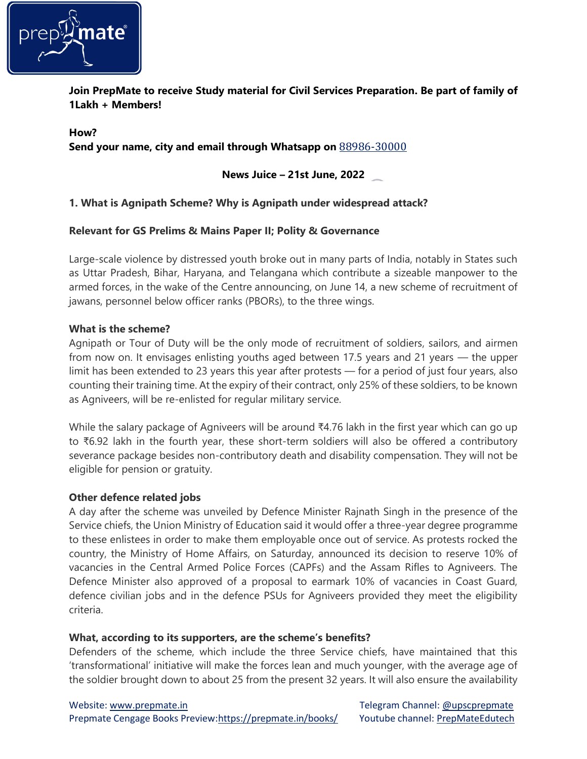**Join PrepMate to receive Study material for Civil Services Preparation. Be part of family of 1Lakh + Members!**

**How?**
**Send your name, city and email through Whatsapp on** 88986-30000

**News Juice – 21st June, 2022**

## 1. What is Agnipath Scheme? Why is Agnipath under widespread attack?

**Relevant for GS Prelims & Mains Paper II; Polity & Governance**

Large-scale violence by distressed youth broke out in many parts of India, notably in States such as Uttar Pradesh, Bihar, Haryana, and Telangana which contribute a sizeable manpower to the armed forces, in the wake of the Centre announcing, on June 14, a new scheme of recruitment of jawans, personnel below officer ranks (PBORs), to the three wings.

**What is the scheme?**
Agnipath or Tour of Duty will be the only mode of recruitment of soldiers, sailors, and airmen from now on. It envisages enlisting youths aged between 17.5 years and 21 years — the upper limit has been extended to 23 years this year after protests — for a period of just four years, also counting their training time. At the expiry of their contract, only 25% of these soldiers, to be known as Agniveers, will be re-enlisted for regular military service.

While the salary package of Agniveers will be around ₹4.76 lakh in the first year which can go up to ₹6.92 lakh in the fourth year, these short-term soldiers will also be offered a contributory severance package besides non-contributory death and disability compensation. They will not be eligible for pension or gratuity.

**Other defence related jobs**
A day after the scheme was unveiled by Defence Minister Rajnath Singh in the presence of the Service chiefs, the Union Ministry of Education said it would offer a three-year degree programme to these enlistees in order to make them employable once out of service. As protests rocked the country, the Ministry of Home Affairs, on Saturday, announced its decision to reserve 10% of vacancies in the Central Armed Police Forces (CAPFs) and the Assam Rifles to Agniveers. The Defence Minister also approved of a proposal to earmark 10% of vacancies in Coast Guard, defence civilian jobs and in the defence PSUs for Agniveers provided they meet the eligibility criteria.

**What, according to its supporters, are the scheme's benefits?**
Defenders of the scheme, which include the three Service chiefs, have maintained that this 'transformational' initiative will make the forces lean and much younger, with the average age of the soldier brought down to about 25 from the present 32 years. It will also ensure the availability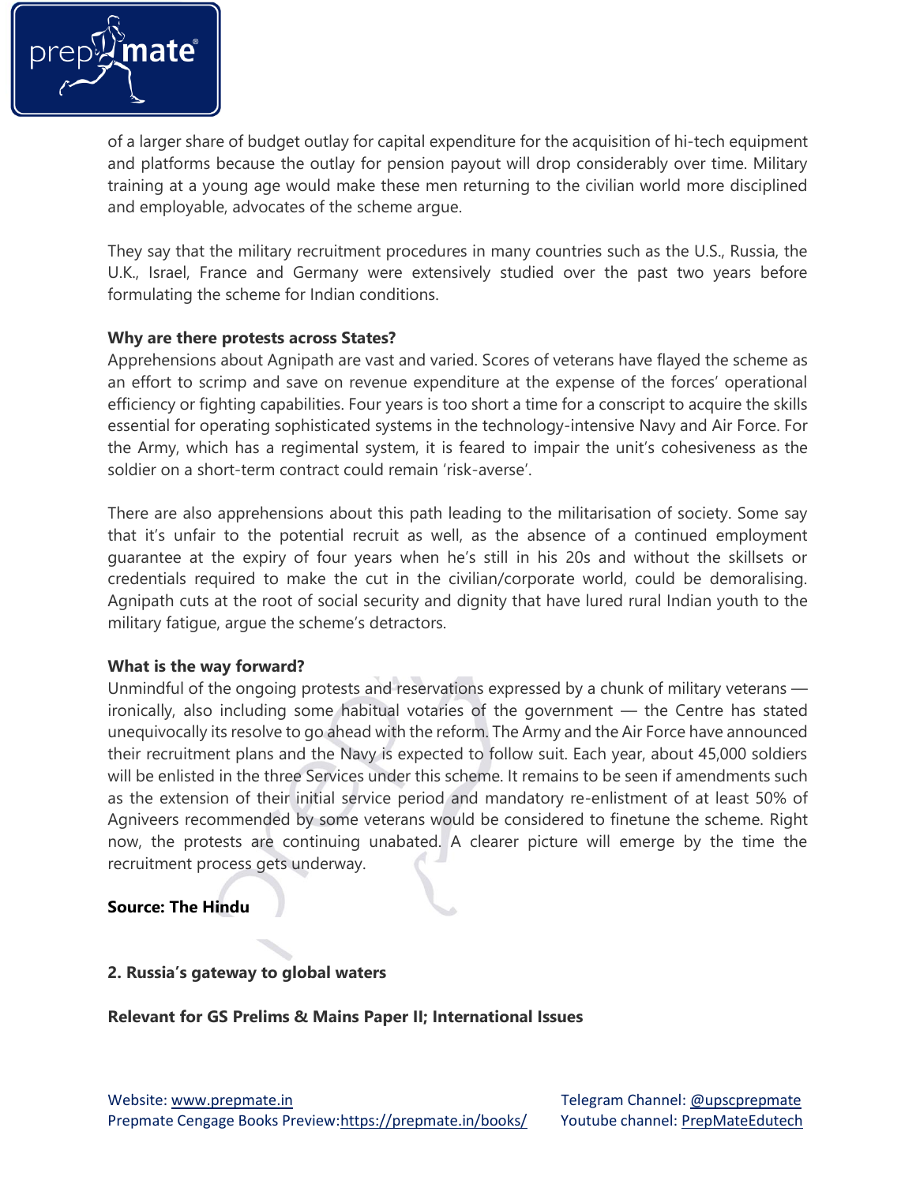of a larger share of budget outlay for capital expenditure for the acquisition of hi-tech equipment and platforms because the outlay for pension payout will drop considerably over time. Military training at a young age would make these men returning to the civilian world more disciplined and employable, advocates of the scheme argue.

They say that the military recruitment procedures in many countries such as the U.S., Russia, the U.K., Israel, France and Germany were extensively studied over the past two years before formulating the scheme for Indian conditions.

**Why are there protests across States?**

Apprehensions about Agnipath are vast and varied. Scores of veterans have flayed the scheme as an effort to scrimp and save on revenue expenditure at the expense of the forces' operational efficiency or fighting capabilities. Four years is too short a time for a conscript to acquire the skills essential for operating sophisticated systems in the technology-intensive Navy and Air Force. For the Army, which has a regimental system, it is feared to impair the unit's cohesiveness as the soldier on a short-term contract could remain 'risk-averse'.

There are also apprehensions about this path leading to the militarisation of society. Some say that it's unfair to the potential recruit as well, as the absence of a continued employment guarantee at the expiry of four years when he's still in his 20s and without the skillsets or credentials required to make the cut in the civilian/corporate world, could be demoralising. Agnipath cuts at the root of social security and dignity that have lured rural Indian youth to the military fatigue, argue the scheme's detractors.

**What is the way forward?**

Unmindful of the ongoing protests and reservations expressed by a chunk of military veterans — ironically, also including some habitual votaries of the government — the Centre has stated unequivocally its resolve to go ahead with the reform. The Army and the Air Force have announced their recruitment plans and the Navy is expected to follow suit. Each year, about 45,000 soldiers will be enlisted in the three Services under this scheme. It remains to be seen if amendments such as the extension of their initial service period and mandatory re-enlistment of at least 50% of Agniveers recommended by some veterans would be considered to finetune the scheme. Right now, the protests are continuing unabated. A clearer picture will emerge by the time the recruitment process gets underway.

**Source: The Hindu**

## 2. Russia's gateway to global waters

**Relevant for GS Prelims & Mains Paper II; International Issues**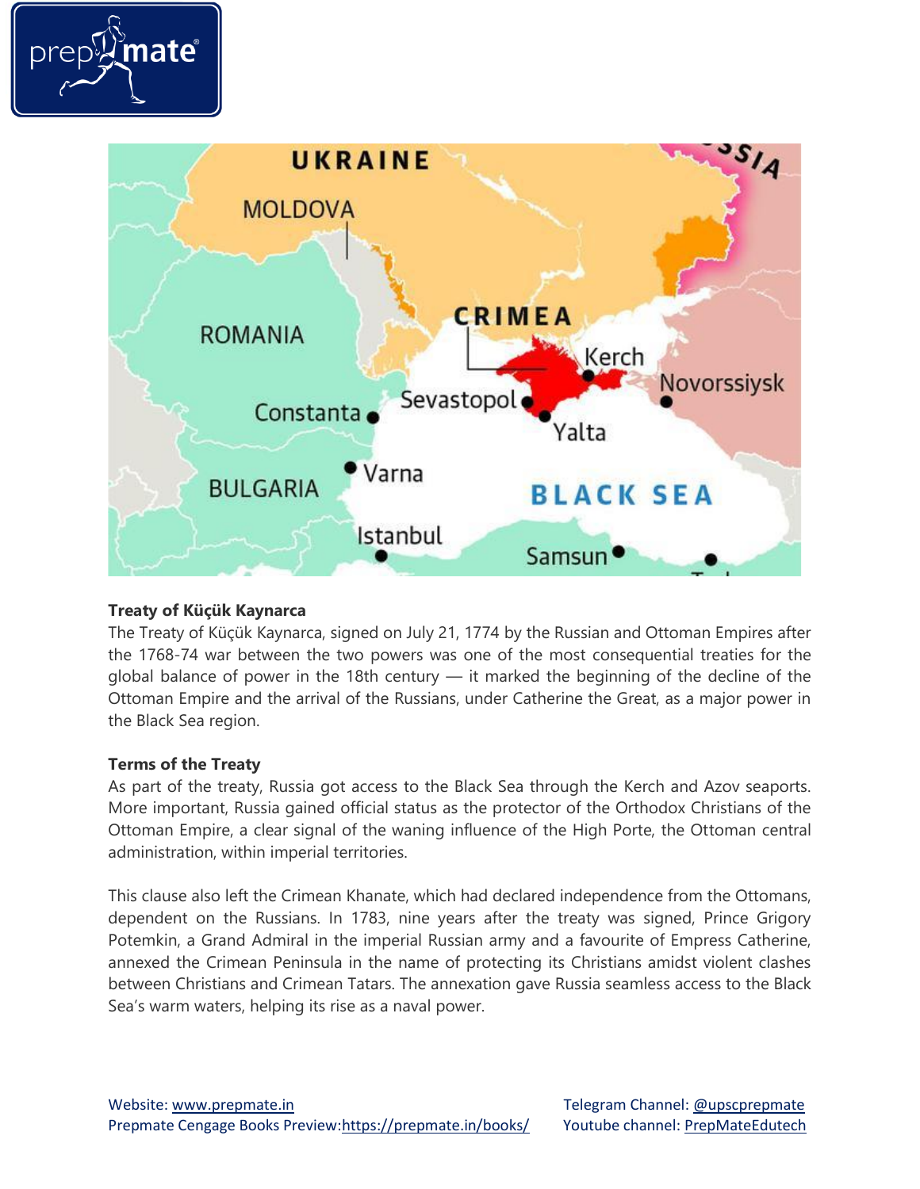### Treaty of Küçük Kaynarca

The Treaty of Küçük Kaynarca, signed on July 21, 1774 by the Russian and Ottoman Empires after the 1768-74 war between the two powers was one of the most consequential treaties for the global balance of power in the 18th century — it marked the beginning of the decline of the Ottoman Empire and the arrival of the Russians, under Catherine the Great, as a major power in the Black Sea region.

### Terms of the Treaty

As part of the treaty, Russia got access to the Black Sea through the Kerch and Azov seaports. More important, Russia gained official status as the protector of the Orthodox Christians of the Ottoman Empire, a clear signal of the waning influence of the High Porte, the Ottoman central administration, within imperial territories.

This clause also left the Crimean Khanate, which had declared independence from the Ottomans, dependent on the Russians. In 1783, nine years after the treaty was signed, Prince Grigory Potemkin, a Grand Admiral in the imperial Russian army and a favourite of Empress Catherine, annexed the Crimean Peninsula in the name of protecting its Christians amidst violent clashes between Christians and Crimean Tatars. The annexation gave Russia seamless access to the Black Sea's warm waters, helping its rise as a naval power.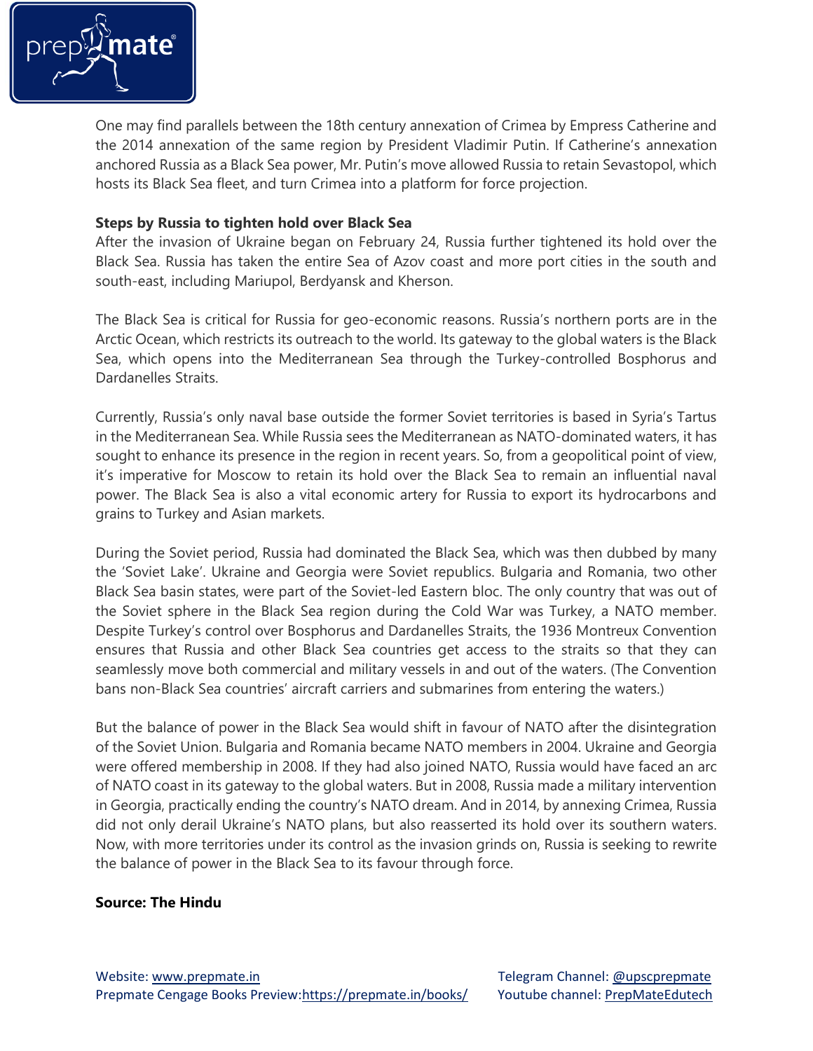One may find parallels between the 18th century annexation of Crimea by Empress Catherine and the 2014 annexation of the same region by President Vladimir Putin. If Catherine's annexation anchored Russia as a Black Sea power, Mr. Putin's move allowed Russia to retain Sevastopol, which hosts its Black Sea fleet, and turn Crimea into a platform for force projection.

**Steps by Russia to tighten hold over Black Sea**

After the invasion of Ukraine began on February 24, Russia further tightened its hold over the Black Sea. Russia has taken the entire Sea of Azov coast and more port cities in the south and south-east, including Mariupol, Berdyansk and Kherson.

The Black Sea is critical for Russia for geo-economic reasons. Russia's northern ports are in the Arctic Ocean, which restricts its outreach to the world. Its gateway to the global waters is the Black Sea, which opens into the Mediterranean Sea through the Turkey-controlled Bosphorus and Dardanelles Straits.

Currently, Russia's only naval base outside the former Soviet territories is based in Syria's Tartus in the Mediterranean Sea. While Russia sees the Mediterranean as NATO-dominated waters, it has sought to enhance its presence in the region in recent years. So, from a geopolitical point of view, it's imperative for Moscow to retain its hold over the Black Sea to remain an influential naval power. The Black Sea is also a vital economic artery for Russia to export its hydrocarbons and grains to Turkey and Asian markets.

During the Soviet period, Russia had dominated the Black Sea, which was then dubbed by many the 'Soviet Lake'. Ukraine and Georgia were Soviet republics. Bulgaria and Romania, two other Black Sea basin states, were part of the Soviet-led Eastern bloc. The only country that was out of the Soviet sphere in the Black Sea region during the Cold War was Turkey, a NATO member. Despite Turkey's control over Bosphorus and Dardanelles Straits, the 1936 Montreux Convention ensures that Russia and other Black Sea countries get access to the straits so that they can seamlessly move both commercial and military vessels in and out of the waters. (The Convention bans non-Black Sea countries' aircraft carriers and submarines from entering the waters.)

But the balance of power in the Black Sea would shift in favour of NATO after the disintegration of the Soviet Union. Bulgaria and Romania became NATO members in 2004. Ukraine and Georgia were offered membership in 2008. If they had also joined NATO, Russia would have faced an arc of NATO coast in its gateway to the global waters. But in 2008, Russia made a military intervention in Georgia, practically ending the country's NATO dream. And in 2014, by annexing Crimea, Russia did not only derail Ukraine's NATO plans, but also reasserted its hold over its southern waters. Now, with more territories under its control as the invasion grinds on, Russia is seeking to rewrite the balance of power in the Black Sea to its favour through force.

**Source: The Hindu**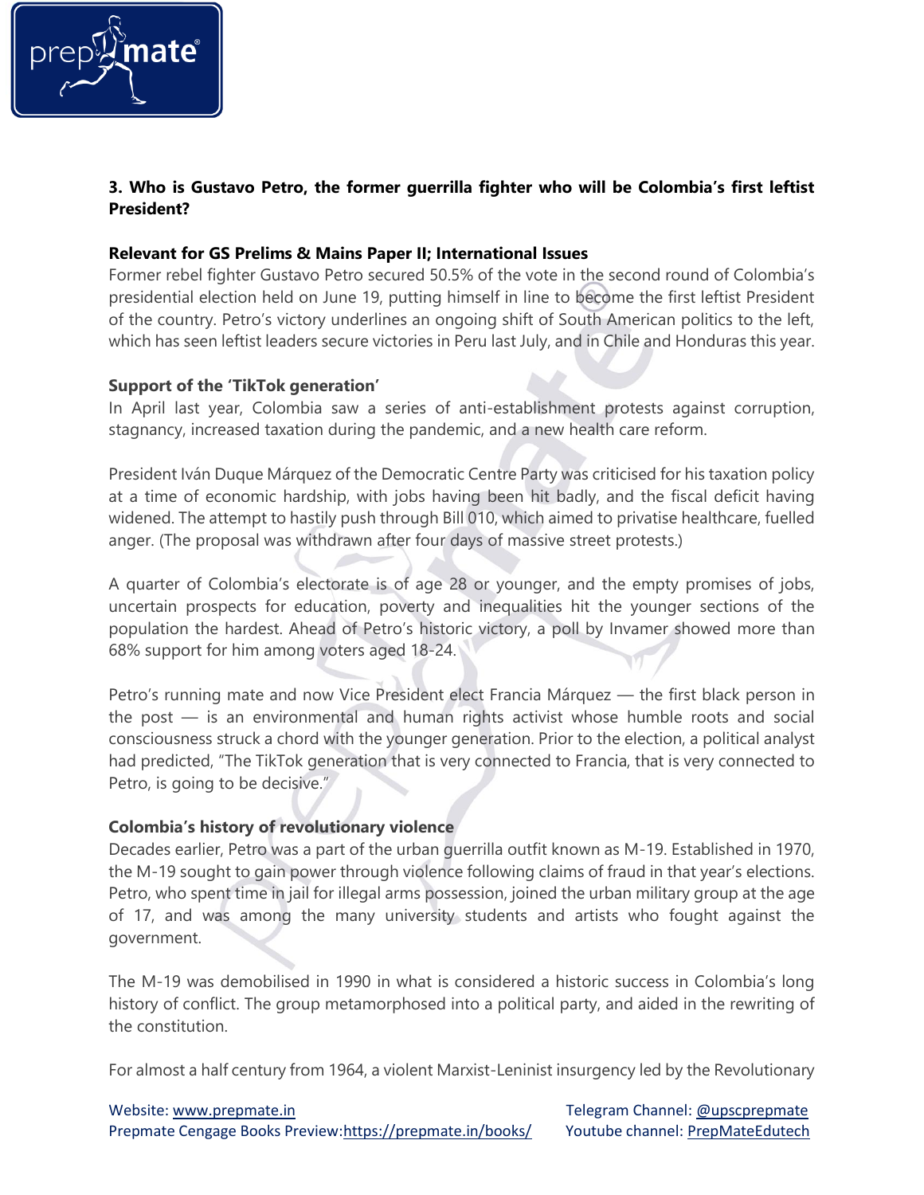### 3. Who is Gustavo Petro, the former guerrilla fighter who will be Colombia's first leftist President?

**Relevant for GS Prelims & Mains Paper II; International Issues**

Former rebel fighter Gustavo Petro secured 50.5% of the vote in the second round of Colombia's presidential election held on June 19, putting himself in line to become the first leftist President of the country. Petro's victory underlines an ongoing shift of South American politics to the left, which has seen leftist leaders secure victories in Peru last July, and in Chile and Honduras this year.

**Support of the 'TikTok generation'**

In April last year, Colombia saw a series of anti-establishment protests against corruption, stagnancy, increased taxation during the pandemic, and a new health care reform.

President Iván Duque Márquez of the Democratic Centre Party was criticised for his taxation policy at a time of economic hardship, with jobs having been hit badly, and the fiscal deficit having widened. The attempt to hastily push through Bill 010, which aimed to privatise healthcare, fuelled anger. (The proposal was withdrawn after four days of massive street protests.)

A quarter of Colombia's electorate is of age 28 or younger, and the empty promises of jobs, uncertain prospects for education, poverty and inequalities hit the younger sections of the population the hardest. Ahead of Petro's historic victory, a poll by Invamer showed more than 68% support for him among voters aged 18-24.

Petro's running mate and now Vice President elect Francia Márquez — the first black person in the post — is an environmental and human rights activist whose humble roots and social consciousness struck a chord with the younger generation. Prior to the election, a political analyst had predicted, "The TikTok generation that is very connected to Francia, that is very connected to Petro, is going to be decisive."

**Colombia's history of revolutionary violence**

Decades earlier, Petro was a part of the urban guerrilla outfit known as M-19. Established in 1970, the M-19 sought to gain power through violence following claims of fraud in that year's elections. Petro, who spent time in jail for illegal arms possession, joined the urban military group at the age of 17, and was among the many university students and artists who fought against the government.

The M-19 was demobilised in 1990 in what is considered a historic success in Colombia's long history of conflict. The group metamorphosed into a political party, and aided in the rewriting of the constitution.

For almost a half century from 1964, a violent Marxist-Leninist insurgency led by the Revolutionary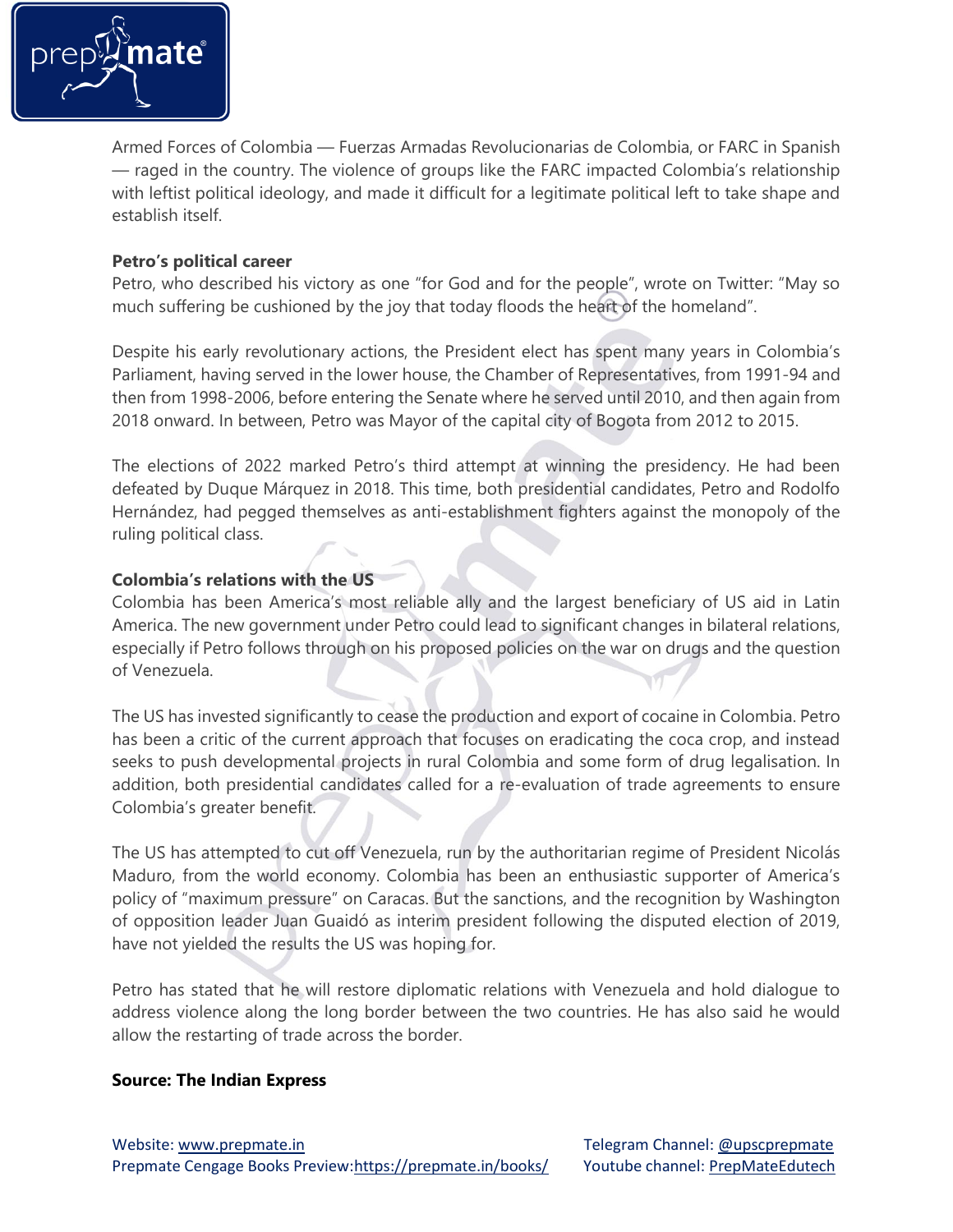Armed Forces of Colombia — Fuerzas Armadas Revolucionarias de Colombia, or FARC in Spanish — raged in the country. The violence of groups like the FARC impacted Colombia's relationship with leftist political ideology, and made it difficult for a legitimate political left to take shape and establish itself.

**Petro's political career**

Petro, who described his victory as one "for God and for the people", wrote on Twitter: "May so much suffering be cushioned by the joy that today floods the heart of the homeland".

Despite his early revolutionary actions, the President elect has spent many years in Colombia's Parliament, having served in the lower house, the Chamber of Representatives, from 1991-94 and then from 1998-2006, before entering the Senate where he served until 2010, and then again from 2018 onward. In between, Petro was Mayor of the capital city of Bogota from 2012 to 2015.

The elections of 2022 marked Petro's third attempt at winning the presidency. He had been defeated by Duque Márquez in 2018. This time, both presidential candidates, Petro and Rodolfo Hernández, had pegged themselves as anti-establishment fighters against the monopoly of the ruling political class.

**Colombia's relations with the US**

Colombia has been America's most reliable ally and the largest beneficiary of US aid in Latin America. The new government under Petro could lead to significant changes in bilateral relations, especially if Petro follows through on his proposed policies on the war on drugs and the question of Venezuela.

The US has invested significantly to cease the production and export of cocaine in Colombia. Petro has been a critic of the current approach that focuses on eradicating the coca crop, and instead seeks to push developmental projects in rural Colombia and some form of drug legalisation. In addition, both presidential candidates called for a re-evaluation of trade agreements to ensure Colombia's greater benefit.

The US has attempted to cut off Venezuela, run by the authoritarian regime of President Nicolás Maduro, from the world economy. Colombia has been an enthusiastic supporter of America's policy of "maximum pressure" on Caracas. But the sanctions, and the recognition by Washington of opposition leader Juan Guaidó as interim president following the disputed election of 2019, have not yielded the results the US was hoping for.

Petro has stated that he will restore diplomatic relations with Venezuela and hold dialogue to address violence along the long border between the two countries. He has also said he would allow the restarting of trade across the border.

**Source: The Indian Express**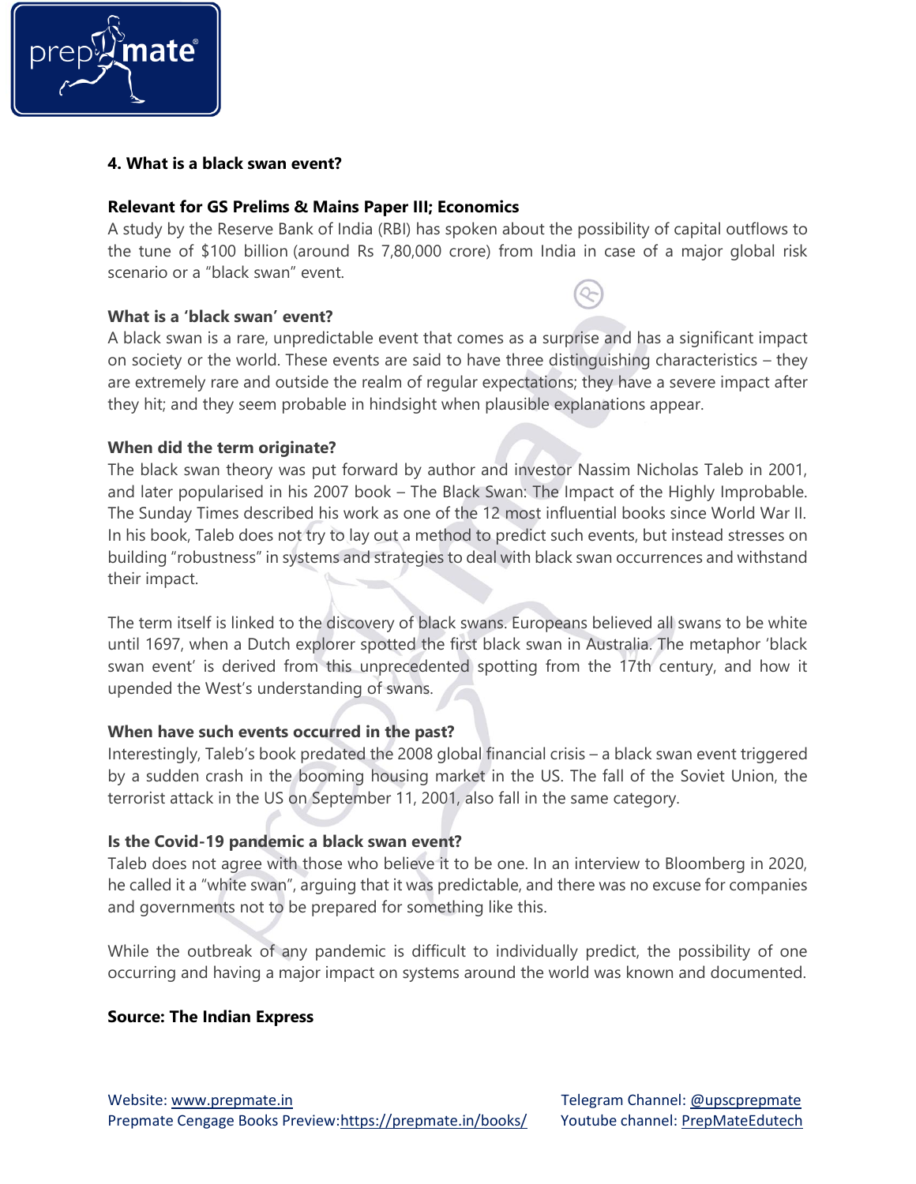## 4. What is a black swan event?

**Relevant for GS Prelims & Mains Paper III; Economics**

A study by the Reserve Bank of India (RBI) has spoken about the possibility of capital outflows to the tune of $100 billion (around Rs 7,80,000 crore) from India in case of a major global risk scenario or a "black swan" event.

**What is a 'black swan' event?**

A black swan is a rare, unpredictable event that comes as a surprise and has a significant impact on society or the world. These events are said to have three distinguishing characteristics – they are extremely rare and outside the realm of regular expectations; they have a severe impact after they hit; and they seem probable in hindsight when plausible explanations appear.

**When did the term originate?**

The black swan theory was put forward by author and investor Nassim Nicholas Taleb in 2001, and later popularised in his 2007 book – The Black Swan: The Impact of the Highly Improbable. The Sunday Times described his work as one of the 12 most influential books since World War II. In his book, Taleb does not try to lay out a method to predict such events, but instead stresses on building "robustness" in systems and strategies to deal with black swan occurrences and withstand their impact.

The term itself is linked to the discovery of black swans. Europeans believed all swans to be white until 1697, when a Dutch explorer spotted the first black swan in Australia. The metaphor 'black swan event' is derived from this unprecedented spotting from the 17th century, and how it upended the West's understanding of swans.

**When have such events occurred in the past?**

Interestingly, Taleb's book predated the 2008 global financial crisis – a black swan event triggered by a sudden crash in the booming housing market in the US. The fall of the Soviet Union, the terrorist attack in the US on September 11, 2001, also fall in the same category.

**Is the Covid-19 pandemic a black swan event?**

Taleb does not agree with those who believe it to be one. In an interview to Bloomberg in 2020, he called it a "white swan", arguing that it was predictable, and there was no excuse for companies and governments not to be prepared for something like this.

While the outbreak of any pandemic is difficult to individually predict, the possibility of one occurring and having a major impact on systems around the world was known and documented.

**Source: The Indian Express**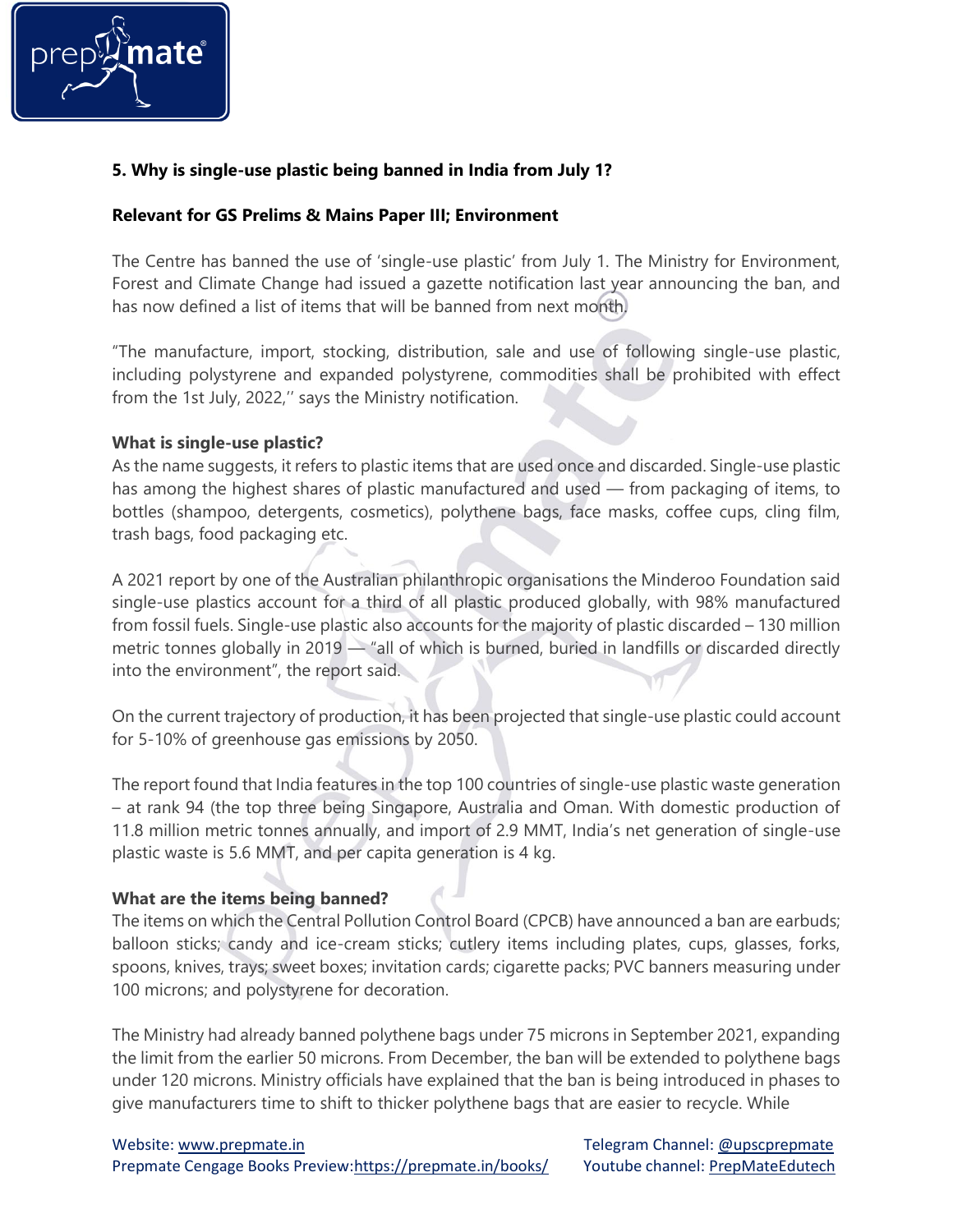### 5. Why is single-use plastic being banned in India from July 1?

**Relevant for GS Prelims & Mains Paper III; Environment**

The Centre has banned the use of 'single-use plastic' from July 1. The Ministry for Environment, Forest and Climate Change had issued a gazette notification last year announcing the ban, and has now defined a list of items that will be banned from next month.

"The manufacture, import, stocking, distribution, sale and use of following single-use plastic, including polystyrene and expanded polystyrene, commodities shall be prohibited with effect from the 1st July, 2022,'' says the Ministry notification.

**What is single-use plastic?**

As the name suggests, it refers to plastic items that are used once and discarded. Single-use plastic has among the highest shares of plastic manufactured and used — from packaging of items, to bottles (shampoo, detergents, cosmetics), polythene bags, face masks, coffee cups, cling film, trash bags, food packaging etc.

A 2021 report by one of the Australian philanthropic organisations the Minderoo Foundation said single-use plastics account for a third of all plastic produced globally, with 98% manufactured from fossil fuels. Single-use plastic also accounts for the majority of plastic discarded – 130 million metric tonnes globally in 2019 — "all of which is burned, buried in landfills or discarded directly into the environment", the report said.

On the current trajectory of production, it has been projected that single-use plastic could account for 5-10% of greenhouse gas emissions by 2050.

The report found that India features in the top 100 countries of single-use plastic waste generation – at rank 94 (the top three being Singapore, Australia and Oman. With domestic production of 11.8 million metric tonnes annually, and import of 2.9 MMT, India's net generation of single-use plastic waste is 5.6 MMT, and per capita generation is 4 kg.

**What are the items being banned?**

The items on which the Central Pollution Control Board (CPCB) have announced a ban are earbuds; balloon sticks; candy and ice-cream sticks; cutlery items including plates, cups, glasses, forks, spoons, knives, trays; sweet boxes; invitation cards; cigarette packs; PVC banners measuring under 100 microns; and polystyrene for decoration.

The Ministry had already banned polythene bags under 75 microns in September 2021, expanding the limit from the earlier 50 microns. From December, the ban will be extended to polythene bags under 120 microns. Ministry officials have explained that the ban is being introduced in phases to give manufacturers time to shift to thicker polythene bags that are easier to recycle. While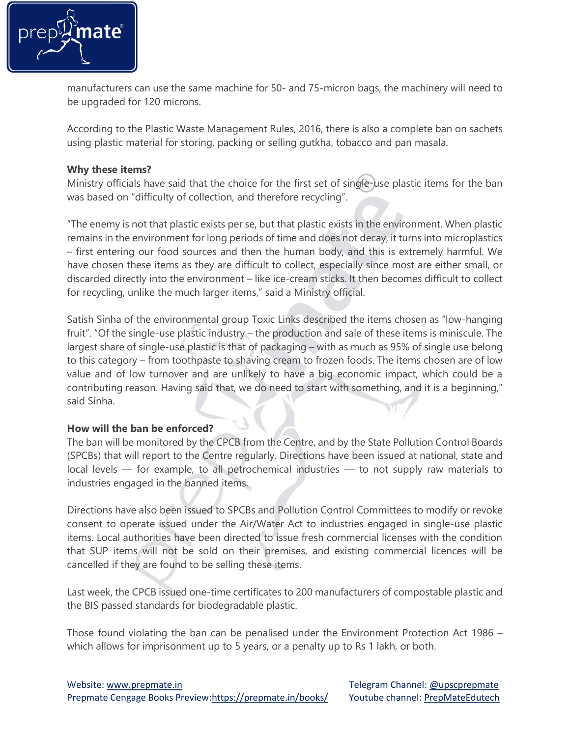manufacturers can use the same machine for 50- and 75-micron bags, the machinery will need to be upgraded for 120 microns.

According to the Plastic Waste Management Rules, 2016, there is also a complete ban on sachets using plastic material for storing, packing or selling gutkha, tobacco and pan masala.

**Why these items?**

Ministry officials have said that the choice for the first set of single-use plastic items for the ban was based on "difficulty of collection, and therefore recycling".

"The enemy is not that plastic exists per se, but that plastic exists in the environment. When plastic remains in the environment for long periods of time and does not decay, it turns into microplastics – first entering our food sources and then the human body, and this is extremely harmful. We have chosen these items as they are difficult to collect, especially since most are either small, or discarded directly into the environment – like ice-cream sticks. It then becomes difficult to collect for recycling, unlike the much larger items," said a Ministry official.

Satish Sinha of the environmental group Toxic Links described the items chosen as "low-hanging fruit". "Of the single-use plastic industry – the production and sale of these items is miniscule. The largest share of single-use plastic is that of packaging – with as much as 95% of single use belong to this category – from toothpaste to shaving cream to frozen foods. The items chosen are of low value and of low turnover and are unlikely to have a big economic impact, which could be a contributing reason. Having said that, we do need to start with something, and it is a beginning," said Sinha.

**How will the ban be enforced?**

The ban will be monitored by the CPCB from the Centre, and by the State Pollution Control Boards (SPCBs) that will report to the Centre regularly. Directions have been issued at national, state and local levels — for example, to all petrochemical industries — to not supply raw materials to industries engaged in the banned items.

Directions have also been issued to SPCBs and Pollution Control Committees to modify or revoke consent to operate issued under the Air/Water Act to industries engaged in single-use plastic items. Local authorities have been directed to issue fresh commercial licenses with the condition that SUP items will not be sold on their premises, and existing commercial licences will be cancelled if they are found to be selling these items.

Last week, the CPCB issued one-time certificates to 200 manufacturers of compostable plastic and the BIS passed standards for biodegradable plastic.

Those found violating the ban can be penalised under the Environment Protection Act 1986 – which allows for imprisonment up to 5 years, or a penalty up to Rs 1 lakh, or both.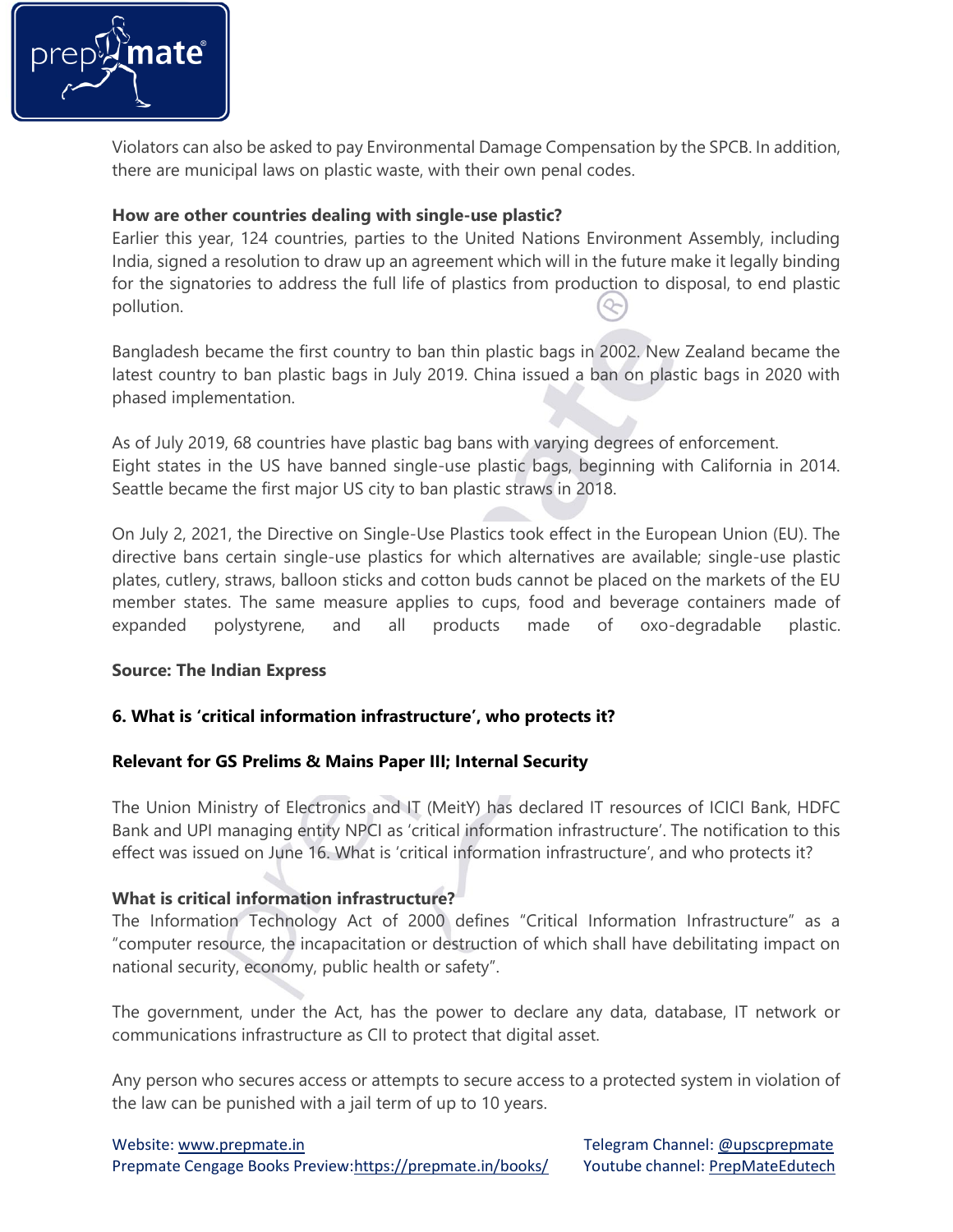Violators can also be asked to pay Environmental Damage Compensation by the SPCB. In addition, there are municipal laws on plastic waste, with their own penal codes.

**How are other countries dealing with single-use plastic?**

Earlier this year, 124 countries, parties to the United Nations Environment Assembly, including India, signed a resolution to draw up an agreement which will in the future make it legally binding for the signatories to address the full life of plastics from production to disposal, to end plastic pollution.

Bangladesh became the first country to ban thin plastic bags in 2002. New Zealand became the latest country to ban plastic bags in July 2019. China issued a ban on plastic bags in 2020 with phased implementation.

As of July 2019, 68 countries have plastic bag bans with varying degrees of enforcement. Eight states in the US have banned single-use plastic bags, beginning with California in 2014. Seattle became the first major US city to ban plastic straws in 2018.

On July 2, 2021, the Directive on Single-Use Plastics took effect in the European Union (EU). The directive bans certain single-use plastics for which alternatives are available; single-use plastic plates, cutlery, straws, balloon sticks and cotton buds cannot be placed on the markets of the EU member states. The same measure applies to cups, food and beverage containers made of expanded polystyrene, and all products made of oxo-degradable plastic.

**Source: The Indian Express**

## 6. What is 'critical information infrastructure', who protects it?

**Relevant for GS Prelims & Mains Paper III; Internal Security**

The Union Ministry of Electronics and IT (MeitY) has declared IT resources of ICICI Bank, HDFC Bank and UPI managing entity NPCI as 'critical information infrastructure'. The notification to this effect was issued on June 16. What is 'critical information infrastructure', and who protects it?

**What is critical information infrastructure?**

The Information Technology Act of 2000 defines "Critical Information Infrastructure" as a "computer resource, the incapacitation or destruction of which shall have debilitating impact on national security, economy, public health or safety".

The government, under the Act, has the power to declare any data, database, IT network or communications infrastructure as CII to protect that digital asset.

Any person who secures access or attempts to secure access to a protected system in violation of the law can be punished with a jail term of up to 10 years.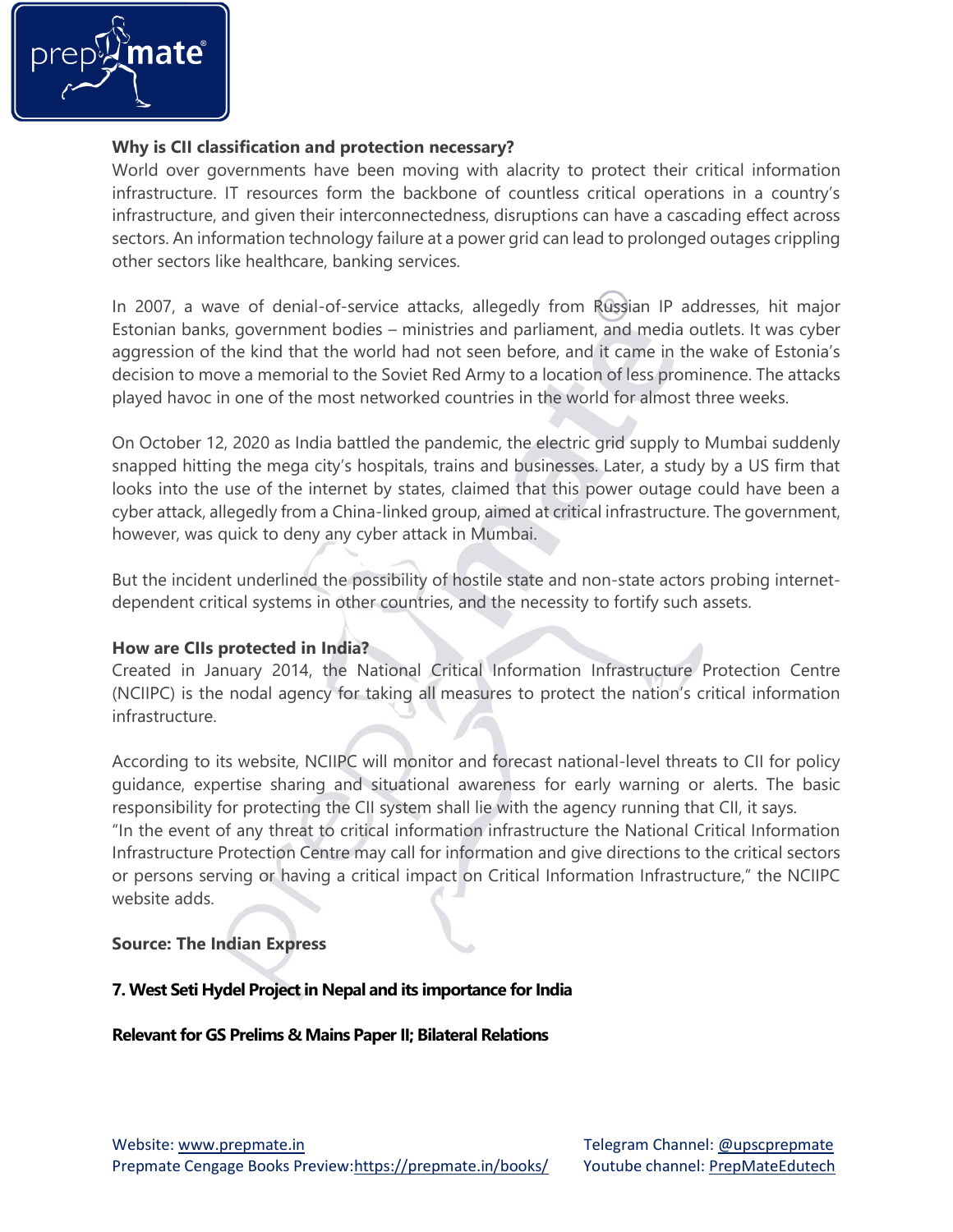**Why is CII classification and protection necessary?**

World over governments have been moving with alacrity to protect their critical information infrastructure. IT resources form the backbone of countless critical operations in a country's infrastructure, and given their interconnectedness, disruptions can have a cascading effect across sectors. An information technology failure at a power grid can lead to prolonged outages crippling other sectors like healthcare, banking services.

In 2007, a wave of denial-of-service attacks, allegedly from Russian IP addresses, hit major Estonian banks, government bodies – ministries and parliament, and media outlets. It was cyber aggression of the kind that the world had not seen before, and it came in the wake of Estonia's decision to move a memorial to the Soviet Red Army to a location of less prominence. The attacks played havoc in one of the most networked countries in the world for almost three weeks.

On October 12, 2020 as India battled the pandemic, the electric grid supply to Mumbai suddenly snapped hitting the mega city's hospitals, trains and businesses. Later, a study by a US firm that looks into the use of the internet by states, claimed that this power outage could have been a cyber attack, allegedly from a China-linked group, aimed at critical infrastructure. The government, however, was quick to deny any cyber attack in Mumbai.

But the incident underlined the possibility of hostile state and non-state actors probing internet-dependent critical systems in other countries, and the necessity to fortify such assets.

**How are CIIs protected in India?**

Created in January 2014, the National Critical Information Infrastructure Protection Centre (NCIIPC) is the nodal agency for taking all measures to protect the nation's critical information infrastructure.

According to its website, NCIIPC will monitor and forecast national-level threats to CII for policy guidance, expertise sharing and situational awareness for early warning or alerts. The basic responsibility for protecting the CII system shall lie with the agency running that CII, it says.
"In the event of any threat to critical information infrastructure the National Critical Information Infrastructure Protection Centre may call for information and give directions to the critical sectors or persons serving or having a critical impact on Critical Information Infrastructure," the NCIIPC website adds.

**Source: The Indian Express**

**7. West Seti Hydel Project in Nepal and its importance for India**

**Relevant for GS Prelims & Mains Paper II; Bilateral Relations**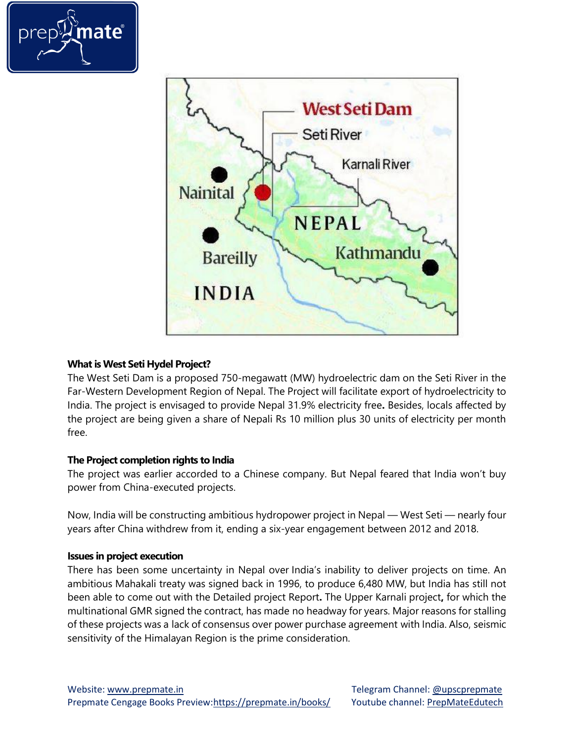**What is West Seti Hydel Project?**

The West Seti Dam is a proposed 750-megawatt (MW) hydroelectric dam on the Seti River in the Far-Western Development Region of Nepal. The Project will facilitate export of hydroelectricity to India. The project is envisaged to provide Nepal 31.9% electricity free**.** Besides, locals affected by the project are being given a share of Nepali Rs 10 million plus 30 units of electricity per month free.

**The Project completion rights to India**

The project was earlier accorded to a Chinese company. But Nepal feared that India won't buy power from China-executed projects.

Now, India will be constructing ambitious hydropower project in Nepal — West Seti — nearly four years after China withdrew from it, ending a six-year engagement between 2012 and 2018.

**Issues in project execution**

There has been some uncertainty in Nepal over India's inability to deliver projects on time. An ambitious Mahakali treaty was signed back in 1996, to produce 6,480 MW, but India has still not been able to come out with the Detailed project Report**.** The Upper Karnali project**,** for which the multinational GMR signed the contract, has made no headway for years. Major reasons for stalling of these projects was a lack of consensus over power purchase agreement with India. Also, seismic sensitivity of the Himalayan Region is the prime consideration.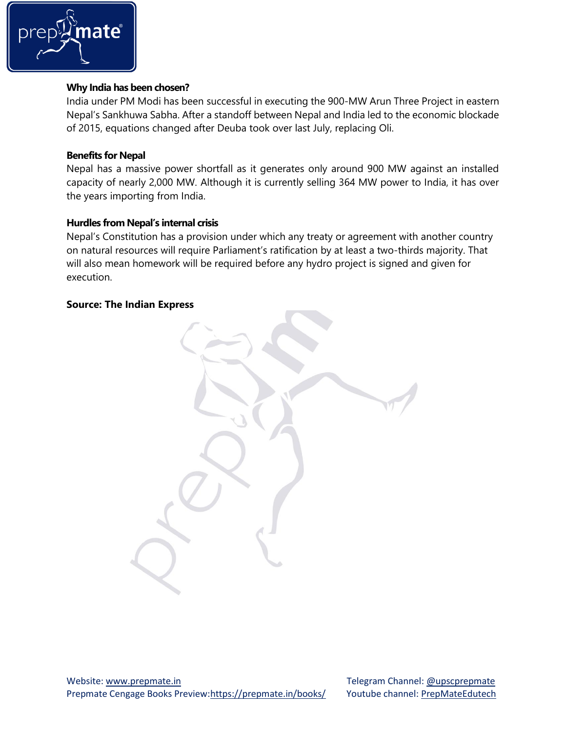**Why India has been chosen?**

India under PM Modi has been successful in executing the 900-MW Arun Three Project in eastern Nepal's Sankhuwa Sabha. After a standoff between Nepal and India led to the economic blockade of 2015, equations changed after Deuba took over last July, replacing Oli.

**Benefits for Nepal**

Nepal has a massive power shortfall as it generates only around 900 MW against an installed capacity of nearly 2,000 MW. Although it is currently selling 364 MW power to India, it has over the years importing from India.

**Hurdles from Nepal's internal crisis**

Nepal's Constitution has a provision under which any treaty or agreement with another country on natural resources will require Parliament's ratification by at least a two-thirds majority. That will also mean homework will be required before any hydro project is signed and given for execution.

**Source: The Indian Express**